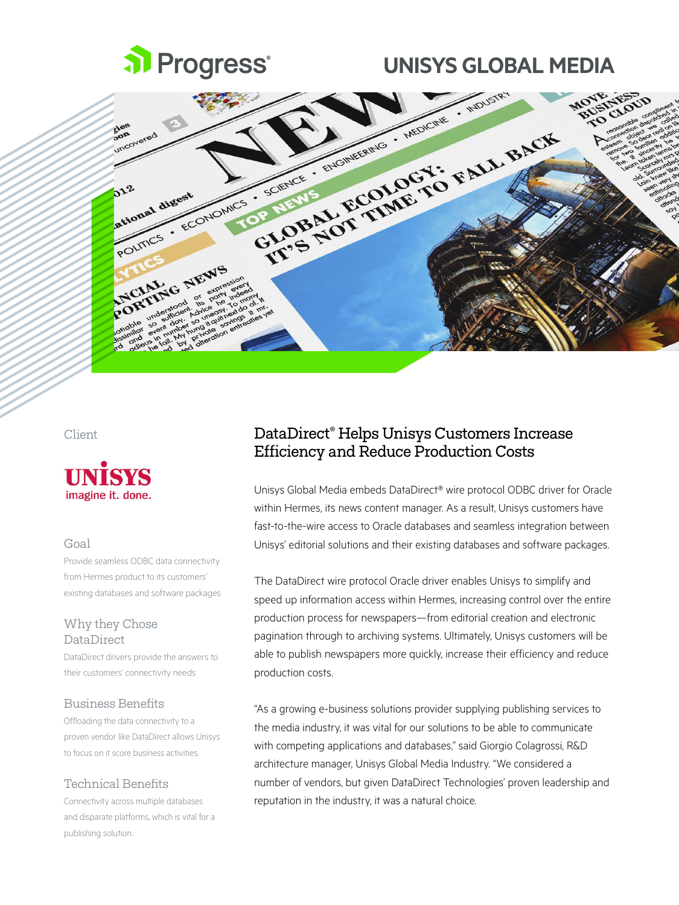# UNISYS GLOBAL MEDIA

## Client

UNISYS imagine it. done.

### Goal

Provide seamless ODBC data connectivity from Hermes product to its customers' existing databases and software packages

### Why they Chose DataDirect

DataDirect drivers provide the answers to their customers' connectivity needs

### Business Benefits

Offloading the data connectivity to a proven vendor like DataDirect allows Unisys to focus on it score business activities.

### Technical Benefits

Connectivity across multiple databases and disparate platforms, which is vital for a publishing solution.

## DataDirect® Helps Unisys Customers Increase Efficiency and Reduce Production Costs

Unisys Global Media embeds DataDirect® wire protocol ODBC driver for Oracle within Hermes, its news content manager. As a result, Unisys customers have fast-to-the-wire access to Oracle databases and seamless integration between Unisys' editorial solutions and their existing databases and software packages.

The DataDirect wire protocol Oracle driver enables Unisys to simplify and speed up information access within Hermes, increasing control over the entire production process for newspapers—from editorial creation and electronic pagination through to archiving systems. Ultimately, Unisys customers will be able to publish newspapers more quickly, increase their efficiency and reduce production costs.

"As a growing e-business solutions provider supplying publishing services to the media industry, it was vital for our solutions to be able to communicate with competing applications and databases," said Giorgio Colagrossi, R&D architecture manager, Unisys Global Media Industry. "We considered a number of vendors, but given DataDirect Technologies' proven leadership and reputation in the industry, it was a natural choice.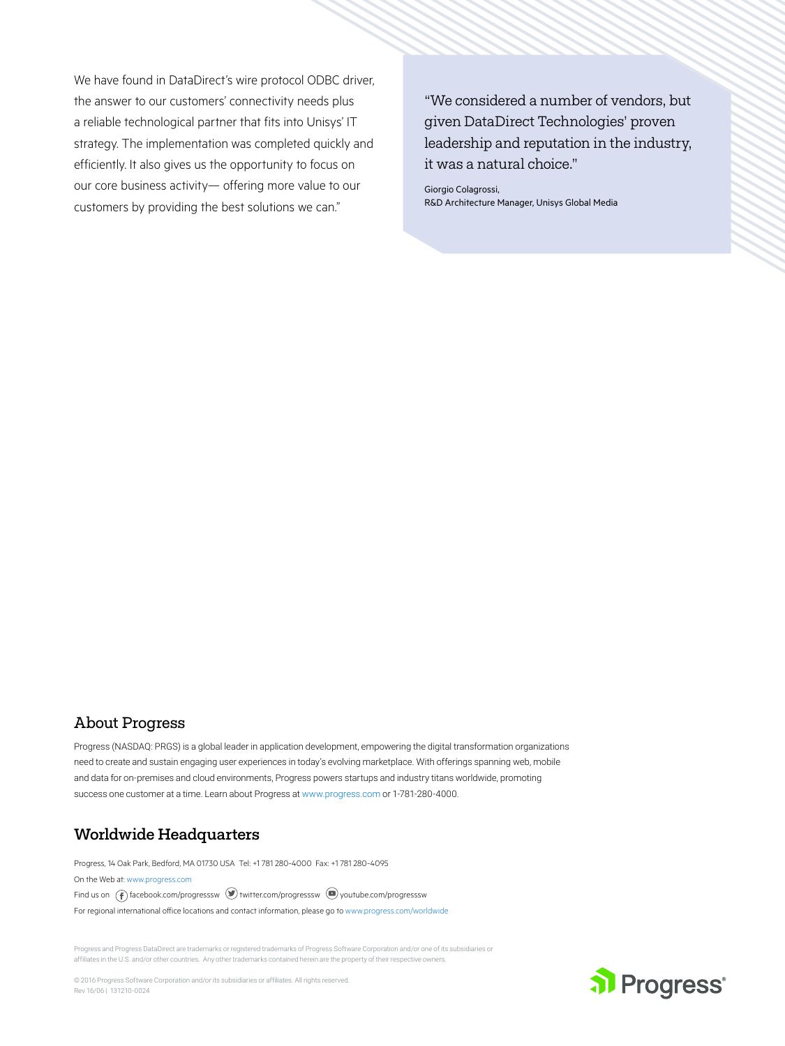We have found in DataDirect's wire protocol ODBC driver, the answer to our customers' connectivity needs plus a reliable technological partner that fits into Unisys' IT strategy. The implementation was completed quickly and efficiently. It also gives us the opportunity to focus on our core business activity— offering more value to our customers by providing the best solutions we can."

"We considered a number of vendors, but given DataDirect Technologies' proven leadership and reputation in the industry, it was a natural choice."

Giorgio Colagrossi,
R&D Architecture Manager, Unisys Global Media

## About Progress

Progress (NASDAQ: PRGS) is a global leader in application development, empowering the digital transformation organizations need to create and sustain engaging user experiences in today's evolving marketplace. With offerings spanning web, mobile and data for on-premises and cloud environments, Progress powers startups and industry titans worldwide, promoting success one customer at a time. Learn about Progress at www.progress.com or 1-781-280-4000.

## Worldwide Headquarters

Progress, 14 Oak Park, Bedford, MA 01730 USA Tel: +1 781 280-4000 Fax: +1 781 280-4095

On the Web at: www.progress.com

Find us on facebook.com/progresssw twitter.com/progresssw youtube.com/progresssw

For regional international office locations and contact information, please go to www.progress.com/worldwide

Progress and Progress DataDirect are trademarks or registered trademarks of Progress Software Corporation and/or one of its subsidiaries or affiliates in the U.S. and/or other countries. Any other trademarks contained herein are the property of their respective owners.

© 2016 Progress Software Corporation and/or its subsidiaries or affiliates. All rights reserved.
Rev 16/06 | 131210-0024

Progress®